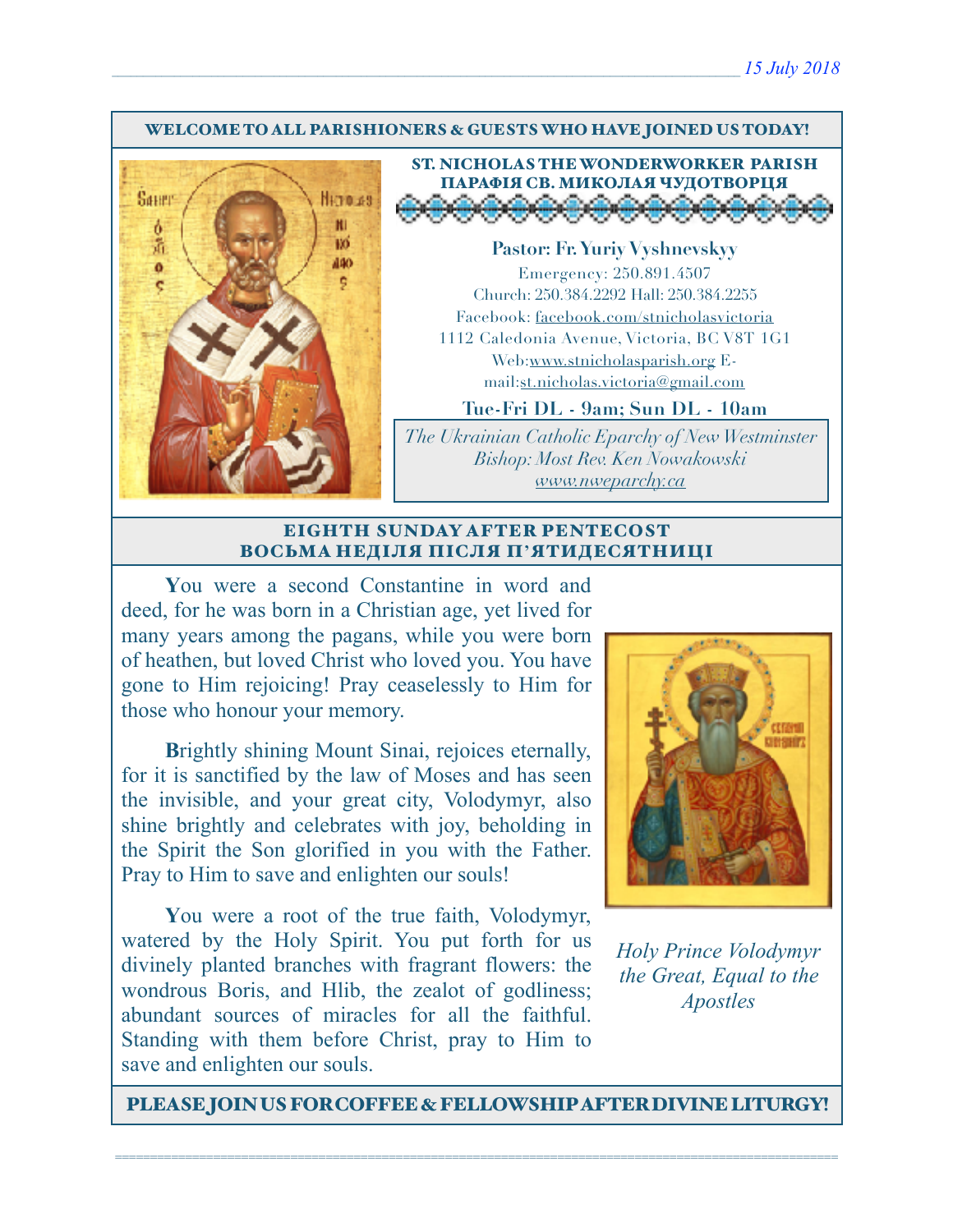15 July 2018

**WELCOME TO ALL PARISHIONERS & GUESTS WHO HAVE JOINED US TODAY!**

## ST. NICHOLAS THE WONDERWORKER PARISH
## ПАРАФІЯ СВ. МИКОЛАЯ ЧУДОТВОРЦЯ

**Pastor: Fr. Yuriy Vyshnevskyy**

Emergency: 250.891.4507
Church: 250.384.2292 Hall: 250.384.2255
Facebook: facebook.com/stnicholasvictoria
1112 Caledonia Avenue, Victoria, BC V8T 1G1
Web:www.stnicholasparish.org E-mail:st.nicholas.victoria@gmail.com

**Tue-Fri DL - 9am; Sun DL - 10am**

*The Ukrainian Catholic Eparchy of New Westminster*
*Bishop: Most Rev. Ken Nowakowski*
*www.nweparchy.ca*

## EIGHTH SUNDAY AFTER PENTECOST
## ВОСЬМА НЕДІЛЯ ПІСЛЯ П'ЯТИДЕСЯТНИЦІ

**Y**ou were a second Constantine in word and deed, for he was born in a Christian age, yet lived for many years among the pagans, while you were born of heathen, but loved Christ who loved you. You have gone to Him rejoicing! Pray ceaselessly to Him for those who honour your memory.

**B**rightly shining Mount Sinai, rejoices eternally, for it is sanctified by the law of Moses and has seen the invisible, and your great city, Volodymyr, also shine brightly and celebrates with joy, beholding in the Spirit the Son glorified in you with the Father. Pray to Him to save and enlighten our souls!

**Y**ou were a root of the true faith, Volodymyr, watered by the Holy Spirit. You put forth for us divinely planted branches with fragrant flowers: the wondrous Boris, and Hlib, the zealot of godliness; abundant sources of miracles for all the faithful. Standing with them before Christ, pray to Him to save and enlighten our souls.

*Holy Prince Volodymyr the Great, Equal to the Apostles*

**PLEASE JOIN US FOR COFFEE & FELLOWSHIP AFTER DIVINE LITURGY!**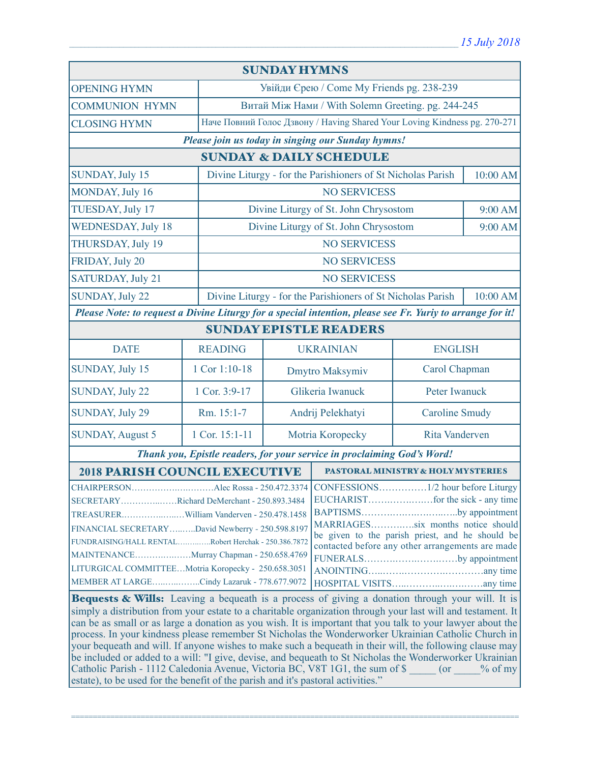_15 July 2018_

## SUNDAY HYMNS

| | |
|---|---|
| OPENING HYMN | Увійди Єрею / Come My Friends pg. 238-239 |
| COMMUNION HYMN | Витай Між Нами / With Solemn Greeting. pg. 244-245 |
| CLOSING HYMN | Наче Повний Голос Дзвону / Having Shared Your Loving Kindness pg. 270-271 |

***Please join us today in singing our Sunday hymns!***

## SUNDAY & DAILY SCHEDULE

| | | |
|---|---|---|
| SUNDAY, July 15 | Divine Liturgy - for the Parishioners of St Nicholas Parish | 10:00 AM |
| MONDAY, July 16 | NO SERVICESS | |
| TUESDAY, July 17 | Divine Liturgy of St. John Chrysostom | 9:00 AM |
| WEDNESDAY, July 18 | Divine Liturgy of St. John Chrysostom | 9:00 AM |
| THURSDAY, July 19 | NO SERVICESS | |
| FRIDAY, July 20 | NO SERVICESS | |
| SATURDAY, July 21 | NO SERVICESS | |
| SUNDAY, July 22 | Divine Liturgy - for the Parishioners of St Nicholas Parish | 10:00 AM |

***Please Note: to request a Divine Liturgy for a special intention, please see Fr. Yuriy to arrange for it!***

## SUNDAY EPISTLE READERS

| DATE | READING | UKRAINIAN | ENGLISH |
|---|---|---|---|
| SUNDAY, July 15 | 1 Cor 1:10-18 | Dmytro Maksymiv | Carol Chapman |
| SUNDAY, July 22 | 1 Cor. 3:9-17 | Glikeria Iwanuck | Peter Iwanuck |
| SUNDAY, July 29 | Rm. 15:1-7 | Andrij Pelekhatyi | Caroline Smudy |
| SUNDAY, August 5 | 1 Cor. 15:1-11 | Motria Koropecky | Rita Vanderven |

***Thank you, Epistle readers, for your service in proclaiming God's Word!***

## 2018 PARISH COUNCIL EXECUTIVE

CHAIRPERSON……………………Alec Rossa - 250.472.3374
SECRETARY……………Richard DeMerchant - 250.893.3484
TREASURER………………William Vanderven - 250.478.1458
FINANCIAL SECRETARY……..David Newberry - 250.598.8197
FUNDRAISING/HALL RENTAL…………Robert Herchak - 250.386.7872
MAINTENANCE………………Murray Chapman - 250.658.4769
LITURGICAL COMMITTEE…Motria Koropecky - 250.658.3051
MEMBER AT LARGE……………Cindy Lazaruk - 778.677.9072

## PASTORAL MINISTRY & HOLY MYSTERIES

CONFESSIONS……………1/2 hour before Liturgy
EUCHARIST………………for the sick - any time
BAPTISMS…………………………by appointment
MARRIAGES…………six months notice should be given to the parish priest, and he should be contacted before any other arrangements are made
FUNERALS………………………by appointment
ANOINTING…………………………any time
HOSPITAL VISITS……………………any time

**Bequests & Wills:** Leaving a bequeath is a process of giving a donation through your will. It is simply a distribution from your estate to a charitable organization through your last will and testament. It can be as small or as large a donation as you wish. It is important that you talk to your lawyer about the process. In your kindness please remember St Nicholas the Wonderworker Ukrainian Catholic Church in your bequeath and will. If anyone wishes to make such a bequeath in their will, the following clause may be included or added to a will: "I give, devise, and bequeath to St Nicholas the Wonderworker Ukrainian Catholic Parish - 1112 Caledonia Avenue, Victoria BC, V8T 1G1, the sum of $ _____ (or _____% of my estate), to be used for the benefit of the parish and it's pastoral activities."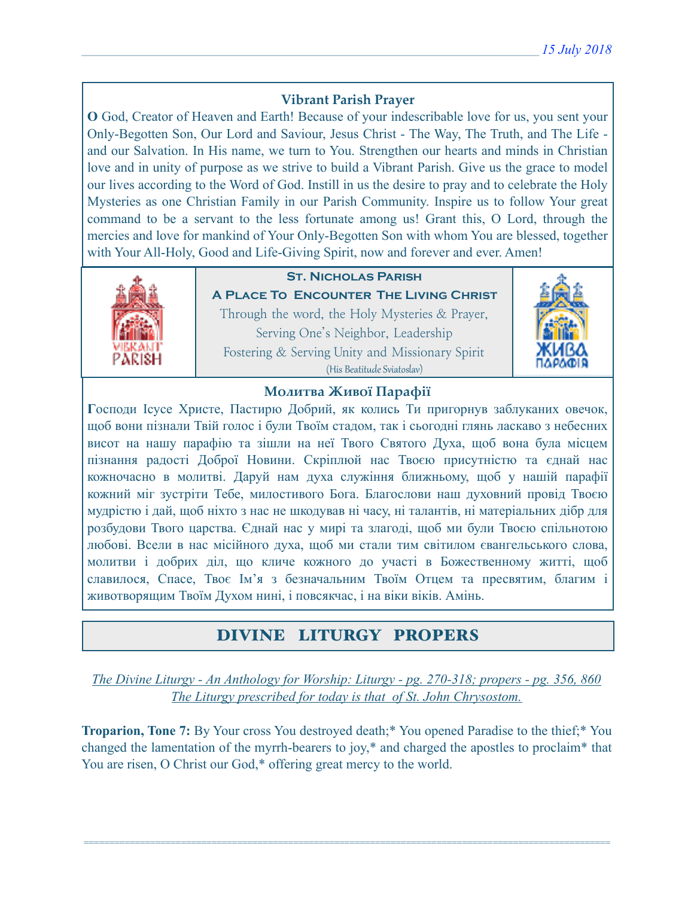### Vibrant Parish Prayer

**O** God, Creator of Heaven and Earth! Because of your indescribable love for us, you sent your Only-Begotten Son, Our Lord and Saviour, Jesus Christ - The Way, The Truth, and The Life - and our Salvation. In His name, we turn to You. Strengthen our hearts and minds in Christian love and in unity of purpose as we strive to build a Vibrant Parish. Give us the grace to model our lives according to the Word of God. Instill in us the desire to pray and to celebrate the Holy Mysteries as one Christian Family in our Parish Community. Inspire us to follow Your great command to be a servant to the less fortunate among us! Grant this, O Lord, through the mercies and love for mankind of Your Only-Begotten Son with whom You are blessed, together with Your All-Holy, Good and Life-Giving Spirit, now and forever and ever. Amen!

**St. Nicholas Parish**

**A Place To Encounter The Living Christ**

Through the word, the Holy Mysteries & Prayer,
Serving One's Neighbor, Leadership
Fostering & Serving Unity and Missionary Spirit
(His Beatitude Sviatoslav)

### Молитва Живої Парафії

**Г**осподи Ісусе Христе, Пастирю Добрий, як колись Ти пригорнув заблуканих овечок, щоб вони пізнали Твій голос і були Твоїм стадом, так і сьогодні глянь ласкаво з небесних висот на нашу парафію та зішли на неї Твого Святого Духа, щоб вона була місцем пізнання радості Доброї Новини. Скріплюй нас Твоєю присутністю та єднай нас кожночасно в молитві. Даруй нам духа служіння ближньому, щоб у нашій парафії кожний міг зустріти Тебе, милостивого Бога. Благослови наш духовний провід Твоєю мудрістю і дай, щоб ніхто з нас не шкодував ні часу, ні талантів, ні матеріальних дібр для розбудови Твого царства. Єднай нас у мирі та злагоді, щоб ми були Твоєю спільнотою любові. Всели в нас місійного духа, щоб ми стали тим світилом євангельського слова, молитви і добрих діл, що кличе кожного до участі в Божественному житті, щоб славилося, Спасе, Твоє Ім'я з безначальним Твоїм Отцем та пресвятим, благим і животворящим Твоїм Духом нині, і повсякчас, і на віки віків. Амінь.

## DIVINE LITURGY PROPERS

*The Divine Liturgy - An Anthology for Worship: Liturgy - pg. 270-318; propers - pg. 356, 860*
*The Liturgy prescribed for today is that of St. John Chrysostom.*

**Troparion, Tone 7:** By Your cross You destroyed death;* You opened Paradise to the thief;* You changed the lamentation of the myrrh-bearers to joy,* and charged the apostles to proclaim* that You are risen, O Christ our God,* offering great mercy to the world.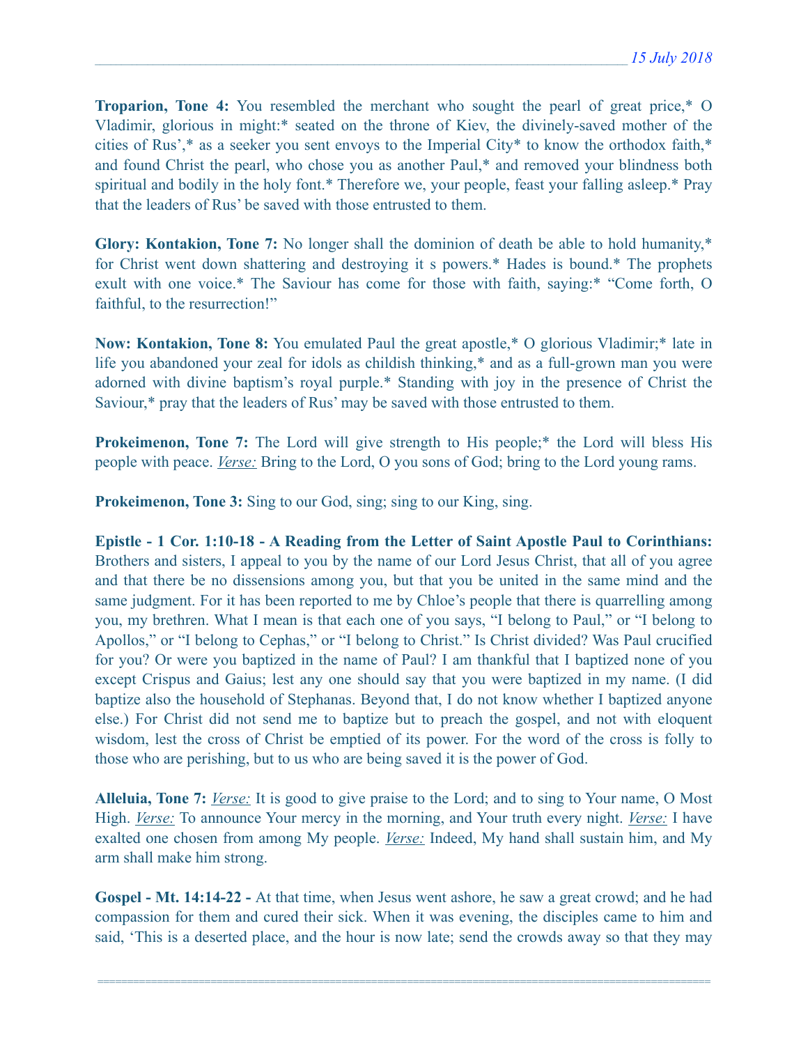**Troparion, Tone 4:** You resembled the merchant who sought the pearl of great price,* O Vladimir, glorious in might:* seated on the throne of Kiev, the divinely-saved mother of the cities of Rus',* as a seeker you sent envoys to the Imperial City* to know the orthodox faith,* and found Christ the pearl, who chose you as another Paul,* and removed your blindness both spiritual and bodily in the holy font.* Therefore we, your people, feast your falling asleep.* Pray that the leaders of Rus' be saved with those entrusted to them.

**Glory: Kontakion, Tone 7:** No longer shall the dominion of death be able to hold humanity,* for Christ went down shattering and destroying it s powers.* Hades is bound.* The prophets exult with one voice.* The Saviour has come for those with faith, saying:* "Come forth, O faithful, to the resurrection!"

**Now: Kontakion, Tone 8:** You emulated Paul the great apostle,* O glorious Vladimir;* late in life you abandoned your zeal for idols as childish thinking,* and as a full-grown man you were adorned with divine baptism's royal purple.* Standing with joy in the presence of Christ the Saviour,* pray that the leaders of Rus' may be saved with those entrusted to them.

**Prokeimenon, Tone 7:** The Lord will give strength to His people;* the Lord will bless His people with peace. *Verse:* Bring to the Lord, O you sons of God; bring to the Lord young rams.

**Prokeimenon, Tone 3:** Sing to our God, sing; sing to our King, sing.

**Epistle - 1 Cor. 1:10-18 - A Reading from the Letter of Saint Apostle Paul to Corinthians:** Brothers and sisters, I appeal to you by the name of our Lord Jesus Christ, that all of you agree and that there be no dissensions among you, but that you be united in the same mind and the same judgment. For it has been reported to me by Chloe's people that there is quarrelling among you, my brethren. What I mean is that each one of you says, "I belong to Paul," or "I belong to Apollos," or "I belong to Cephas," or "I belong to Christ." Is Christ divided? Was Paul crucified for you? Or were you baptized in the name of Paul? I am thankful that I baptized none of you except Crispus and Gaius; lest any one should say that you were baptized in my name. (I did baptize also the household of Stephanas. Beyond that, I do not know whether I baptized anyone else.) For Christ did not send me to baptize but to preach the gospel, and not with eloquent wisdom, lest the cross of Christ be emptied of its power. For the word of the cross is folly to those who are perishing, but to us who are being saved it is the power of God.

**Alleluia, Tone 7:** *Verse:* It is good to give praise to the Lord; and to sing to Your name, O Most High. *Verse:* To announce Your mercy in the morning, and Your truth every night. *Verse:* I have exalted one chosen from among My people. *Verse:* Indeed, My hand shall sustain him, and My arm shall make him strong.

**Gospel - Mt. 14:14-22 -** At that time, when Jesus went ashore, he saw a great crowd; and he had compassion for them and cured their sick. When it was evening, the disciples came to him and said, 'This is a deserted place, and the hour is now late; send the crowds away so that they may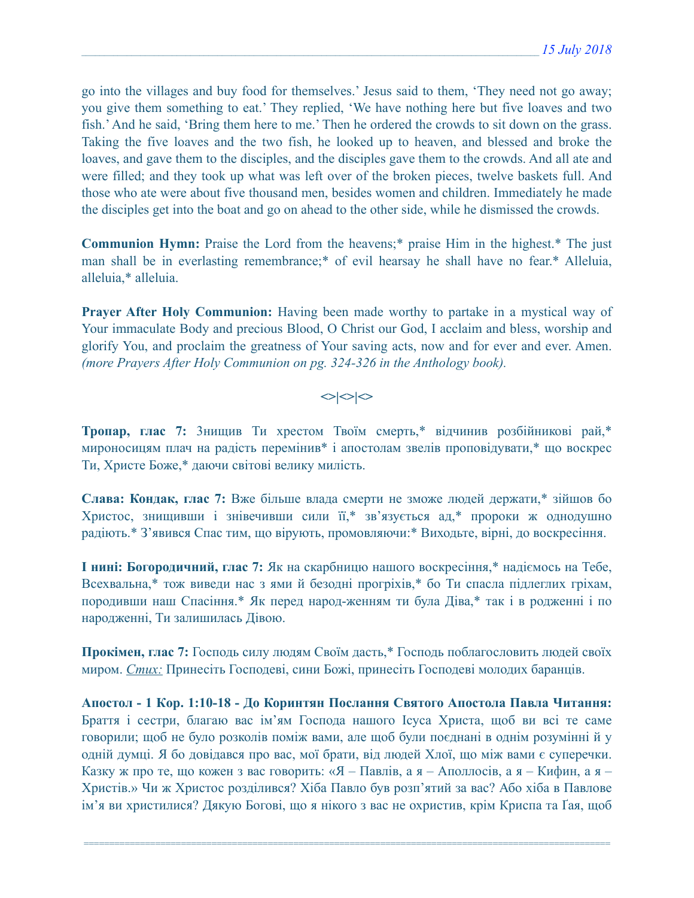go into the villages and buy food for themselves.’ Jesus said to them, ‘They need not go away; you give them something to eat.’ They replied, ‘We have nothing here but five loaves and two fish.’ And he said, ‘Bring them here to me.’ Then he ordered the crowds to sit down on the grass. Taking the five loaves and the two fish, he looked up to heaven, and blessed and broke the loaves, and gave them to the disciples, and the disciples gave them to the crowds. And all ate and were filled; and they took up what was left over of the broken pieces, twelve baskets full. And those who ate were about five thousand men, besides women and children. Immediately he made the disciples get into the boat and go on ahead to the other side, while he dismissed the crowds.

**Communion Hymn:** Praise the Lord from the heavens;* praise Him in the highest.* The just man shall be in everlasting remembrance;* of evil hearsay he shall have no fear.* Alleluia, alleluia,* alleluia.

**Prayer After Holy Communion:** Having been made worthy to partake in a mystical way of Your immaculate Body and precious Blood, O Christ our God, I acclaim and bless, worship and glorify You, and proclaim the greatness of Your saving acts, now and for ever and ever. Amen. *(more Prayers After Holy Communion on pg. 324-326 in the Anthology book).*

<>|<>|<>

**Тропар, глас 7:** Знищив Ти хрестом Твоїм смерть,* відчинив розбійникові рай,* мироносицям плач на радість перемінив* і апостолам звелів проповідувати,* що воскрес Ти, Христе Боже,* даючи світові велику милість.

**Слава: Кондак, глас 7:** Вже більше влада смерти не зможе людей держати,* зійшов бо Христос, знищивши і знівечивши сили її,* зв’язується ад,* пророки ж однодушно радіють.* З’явився Спас тим, що вірують, промовляючи:* Виходьте, вірні, до воскресіння.

**І нині: Богородичний, глас 7:** Як на скарбницю нашого воскресіння,* надієmось на Тебе, Всехвальна,* тож виведи нас з ями й безодні прогріхів,* бо Ти спасла підлеглих гріхам, породивши наш Спасіння.* Як перед народ-женням ти була Діва,* так і в родженні і по народженні, Ти залишилась Дівою.

**Прокімен, глас 7:** Господь силу людям Своїм дасть,* Господь поблагословить людей своїх миром. *Стих:* Принесіть Господеві, сини Божі, принесіть Господеві молодих баранців.

**Апостол - 1 Кор. 1:10-18 - До Коринтян Послання Святого Апостола Павла Читання:** Браття і сестри, благаю вас ім’ям Господа нашого Ісуса Христа, щоб ви всі те саме говорили; щоб не було розколів поміж вами, але щоб були поєднані в однім розумінні й у одній думці. Я бо довідався про вас, мої брати, від людей Хлої, що між вами є суперечки. Казку ж про те, що кожен з вас говорить: «Я – Павлів, а я – Аполлосів, а я – Кифин, а я – Христів.» Чи ж Христос розділився? Хіба Павло був розп’ятий за вас? Або хіба в Павлове ім’я ви христилися? Дякую Богові, що я нікого з вас не охристив, крім Криспа та Ґая, щоб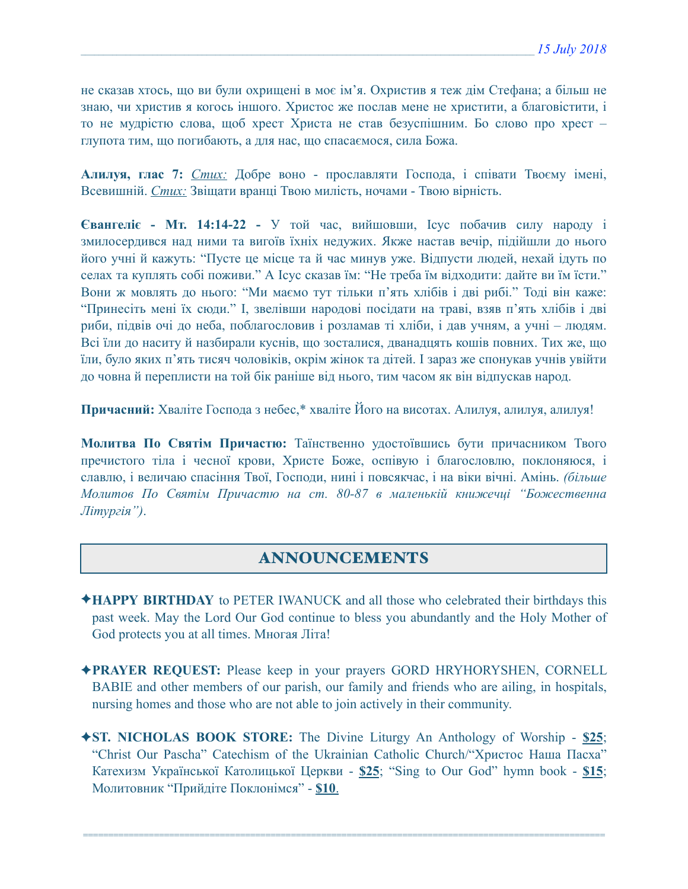не сказав хтось, що ви були охрищені в моє ім'я. Охристив я теж дім Стефана; а більш не знаю, чи христив я когось іншого. Христос же послав мене не христити, а благовістити, і то не мудрістю слова, щоб хрест Христа не став безуспішним. Бо слово про хрест – глупота тим, що погибають, а для нас, що спасаємося, сила Божа.

**Алилуя, глас 7:** *Стих:* Добре воно - прославляти Господа, і співати Твоєму імені, Всевишній. *Стих:* Звіщати вранці Твою милість, ночами - Твою вірність.

**Євангеліє - Мт. 14:14-22 -** У той час, вийшовши, Ісус побачив силу народу і змилосердився над ними та вигоїв їхніх недужих. Якже настав вечір, підійшли до нього його учні й кажуть: "Пусте це місце та й час минув уже. Відпусти людей, нехай ідуть по селах та куплять собі поживи." А Ісус сказав їм: "Не треба їм відходити: дайте ви їм їсти." Вони ж мовлять до нього: "Ми маємо тут тільки п'ять хлібів і дві рибі." Тоді він каже: "Принесіть мені їх сюди." І, звелівши народові посідати на траві, взяв п'ять хлібів і дві риби, підвів очі до неба, поблагословив і розламав ті хліби, і дав учням, а учні – людям. Всі їли до наситу й назбирали куснів, що зосталися, дванадцять кошів повних. Тих же, що їли, було яких п'ять тисяч чоловіків, окрім жінок та дітей. І зараз же спонукав учнів увійти до човна й переплисти на той бік раніше від нього, тим часом як він відпускав народ.

**Причасний:** Хваліте Господа з небес,* хваліте Його на висотах. Алилуя, алилуя, алилуя!

**Молитва По Святім Причастю:** Таїнственно удостоївшись бути причасником Твого пречистого тіла і чесної крови, Христе Боже, оспівую і благословлю, поклоняюся, і славлю, і величаю спасіння Твої, Господи, нині і повсякчас, і на віки вічні. Амінь. *(більше Молитов По Святім Причастю на ст. 80-87 в маленькій книжечці "Божественна Літургія").*

## ANNOUNCEMENTS

✦**HAPPY BIRTHDAY** to PETER IWANUCK and all those who celebrated their birthdays this past week. May the Lord Our God continue to bless you abundantly and the Holy Mother of God protects you at all times. Многая Літа!

✦**PRAYER REQUEST:** Please keep in your prayers GORD HRYHORYSHEN, CORNELL BABIE and other members of our parish, our family and friends who are ailing, in hospitals, nursing homes and those who are not able to join actively in their community.

✦**ST. NICHOLAS BOOK STORE:** The Divine Liturgy An Anthology of Worship - **$25**; "Christ Our Pascha" Catechism of the Ukrainian Catholic Church/"Христос Наша Пасха" Катехизм Української Католицької Церкви - **$25**; "Sing to Our God" hymn book - **$15**; Молитовник "Прийдіте Поклонімся" - **$10**.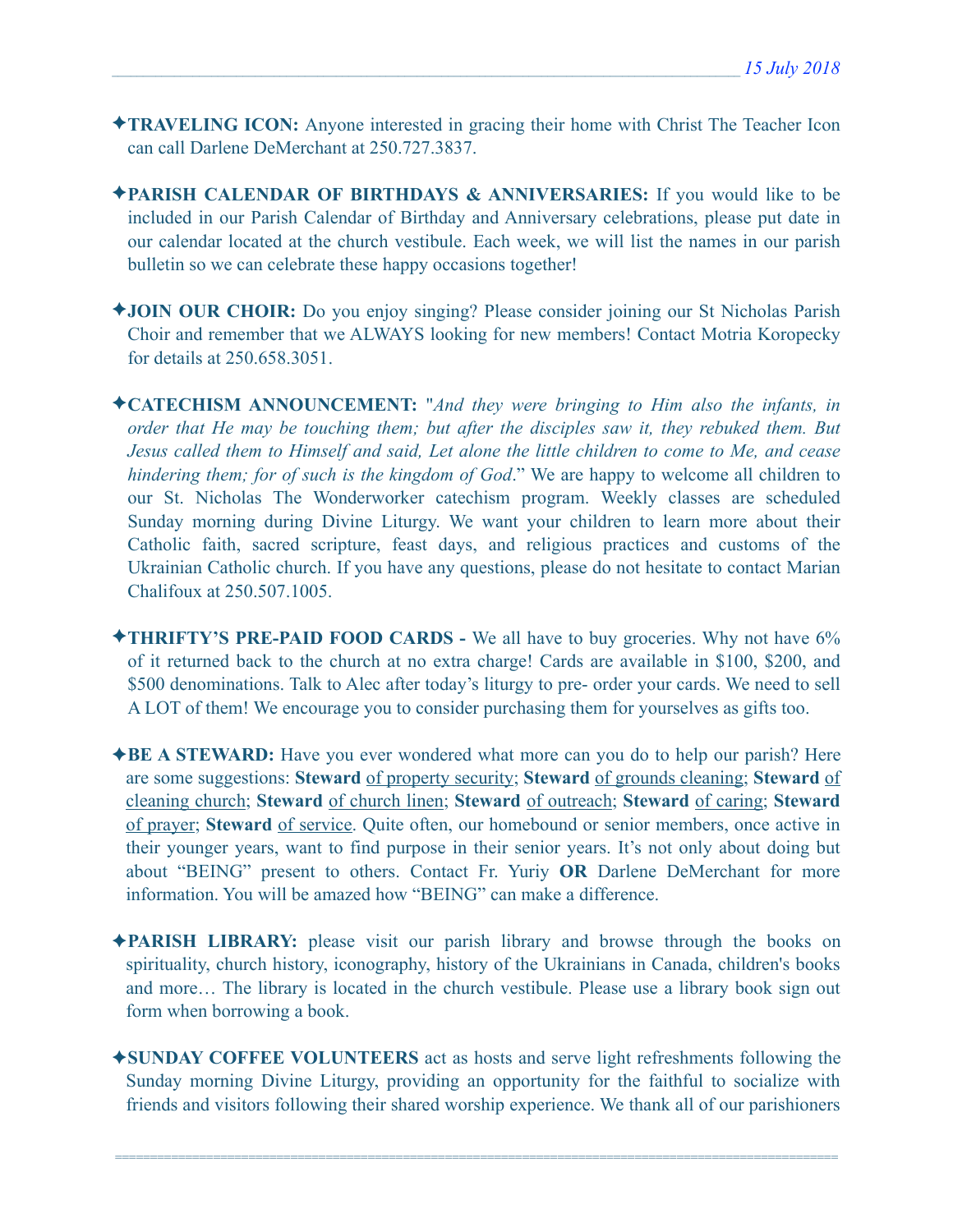✦**TRAVELING ICON:** Anyone interested in gracing their home with Christ The Teacher Icon can call Darlene DeMerchant at 250.727.3837.

✦**PARISH CALENDAR OF BIRTHDAYS & ANNIVERSARIES:** If you would like to be included in our Parish Calendar of Birthday and Anniversary celebrations, please put date in our calendar located at the church vestibule. Each week, we will list the names in our parish bulletin so we can celebrate these happy occasions together!

✦**JOIN OUR CHOIR:** Do you enjoy singing? Please consider joining our St Nicholas Parish Choir and remember that we ALWAYS looking for new members! Contact Motria Koropecky for details at 250.658.3051.

✦**CATECHISM ANNOUNCEMENT:** "*And they were bringing to Him also the infants, in order that He may be touching them; but after the disciples saw it, they rebuked them. But Jesus called them to Himself and said, Let alone the little children to come to Me, and cease hindering them; for of such is the kingdom of God*." We are happy to welcome all children to our St. Nicholas The Wonderworker catechism program. Weekly classes are scheduled Sunday morning during Divine Liturgy. We want your children to learn more about their Catholic faith, sacred scripture, feast days, and religious practices and customs of the Ukrainian Catholic church. If you have any questions, please do not hesitate to contact Marian Chalifoux at 250.507.1005.

✦**THRIFTY'S PRE-PAID FOOD CARDS -** We all have to buy groceries. Why not have 6% of it returned back to the church at no extra charge! Cards are available in \$100, \$200, and \$500 denominations. Talk to Alec after today's liturgy to pre- order your cards. We need to sell A LOT of them! We encourage you to consider purchasing them for yourselves as gifts too.

✦**BE A STEWARD:** Have you ever wondered what more can you do to help our parish? Here are some suggestions: **Steward** of property security; **Steward** of grounds cleaning; **Steward** of cleaning church; **Steward** of church linen; **Steward** of outreach; **Steward** of caring; **Steward** of prayer; **Steward** of service. Quite often, our homebound or senior members, once active in their younger years, want to find purpose in their senior years. It's not only about doing but about "BEING" present to others. Contact Fr. Yuriy **OR** Darlene DeMerchant for more information. You will be amazed how "BEING" can make a difference.

✦**PARISH LIBRARY:** please visit our parish library and browse through the books on spirituality, church history, iconography, history of the Ukrainians in Canada, children's books and more… The library is located in the church vestibule. Please use a library book sign out form when borrowing a book.

✦**SUNDAY COFFEE VOLUNTEERS** act as hosts and serve light refreshments following the Sunday morning Divine Liturgy, providing an opportunity for the faithful to socialize with friends and visitors following their shared worship experience. We thank all of our parishioners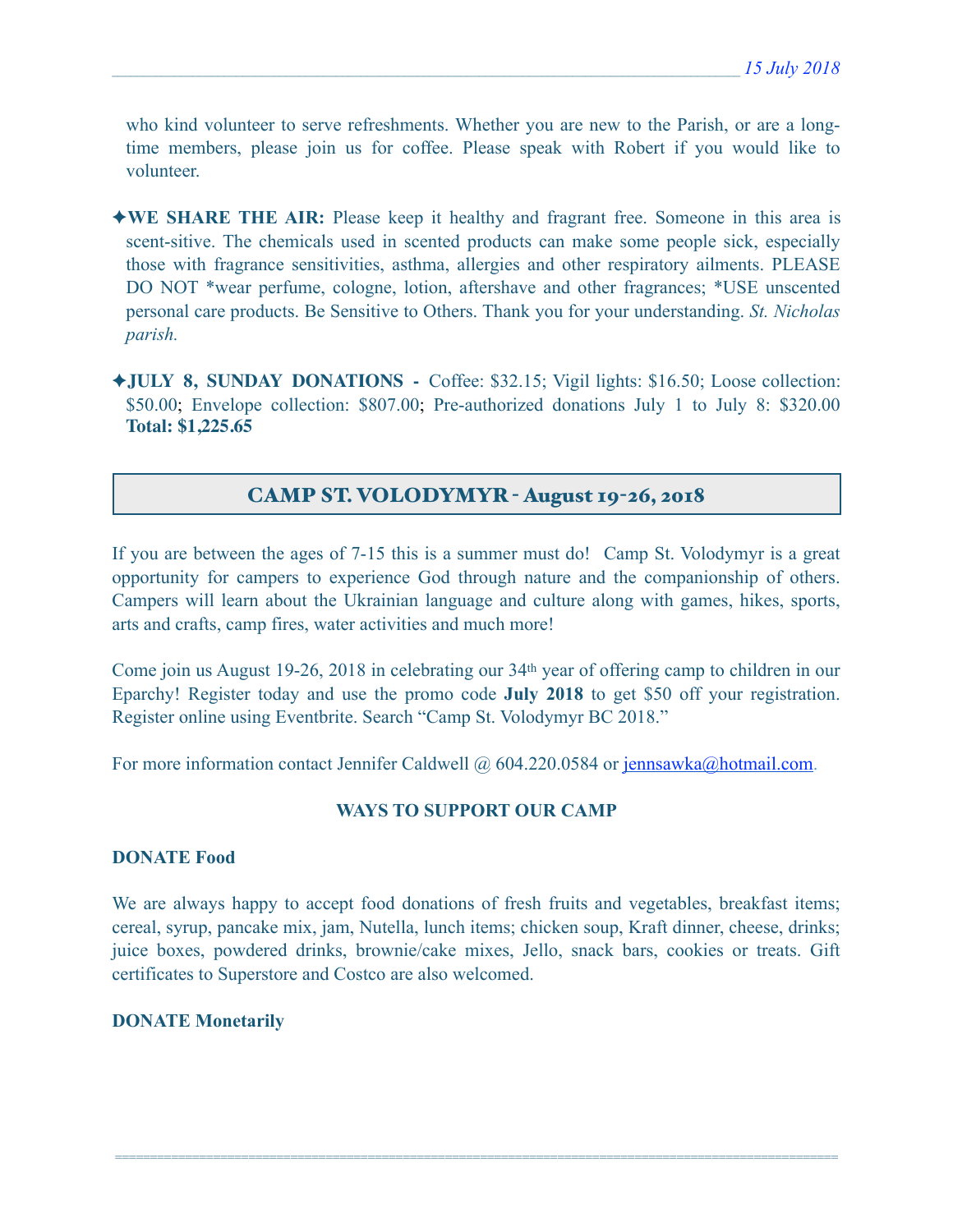who kind volunteer to serve refreshments. Whether you are new to the Parish, or are a long-time members, please join us for coffee. Please speak with Robert if you would like to volunteer.

✦**WE SHARE THE AIR:** Please keep it healthy and fragrant free. Someone in this area is scent-sitive. The chemicals used in scented products can make some people sick, especially those with fragrance sensitivities, asthma, allergies and other respiratory ailments. PLEASE DO NOT *wear perfume, cologne, lotion, aftershave and other fragrances; *USE unscented personal care products. Be Sensitive to Others. Thank you for your understanding. *St. Nicholas parish.*

✦**JULY 8, SUNDAY DONATIONS -** Coffee: $32.15; Vigil lights: $16.50; Loose collection: $50.00; Envelope collection: $807.00; Pre-authorized donations July 1 to July 8: $320.00 **Total: $1,225.65**

## CAMP ST. VOLODYMYR - August 19-26, 2018

If you are between the ages of 7-15 this is a summer must do! Camp St. Volodymyr is a great opportunity for campers to experience God through nature and the companionship of others. Campers will learn about the Ukrainian language and culture along with games, hikes, sports, arts and crafts, camp fires, water activities and much more!

Come join us August 19-26, 2018 in celebrating our 34th year of offering camp to children in our Eparchy! Register today and use the promo code **July 2018** to get $50 off your registration. Register online using Eventbrite. Search "Camp St. Volodymyr BC 2018."

For more information contact Jennifer Caldwell @ 604.220.0584 or jennsawka@hotmail.com.

**WAYS TO SUPPORT OUR CAMP**

**DONATE Food**

We are always happy to accept food donations of fresh fruits and vegetables, breakfast items; cereal, syrup, pancake mix, jam, Nutella, lunch items; chicken soup, Kraft dinner, cheese, drinks; juice boxes, powdered drinks, brownie/cake mixes, Jello, snack bars, cookies or treats. Gift certificates to Superstore and Costco are also welcomed.

**DONATE Monetarily**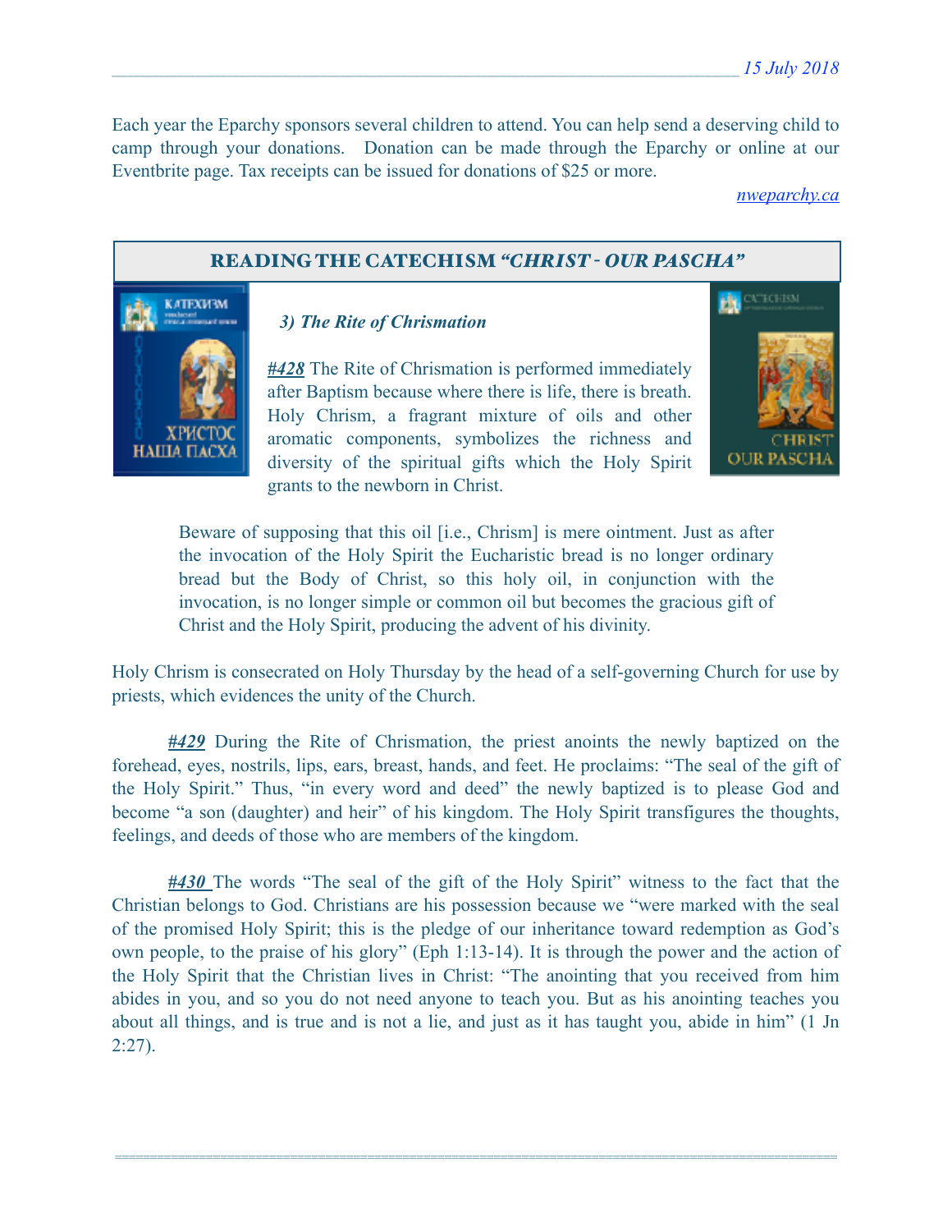Each year the Eparchy sponsors several children to attend. You can help send a deserving child to camp through your donations. Donation can be made through the Eparchy or online at our Eventbrite page. Tax receipts can be issued for donations of $25 or more.

*nweparchy.ca*

## READING THE CATECHISM *"CHRIST - OUR PASCHA"*

### *3) The Rite of Chrismation*

***#428*** The Rite of Chrismation is performed immediately after Baptism because where there is life, there is breath. Holy Chrism, a fragrant mixture of oils and other aromatic components, symbolizes the richness and diversity of the spiritual gifts which the Holy Spirit grants to the newborn in Christ.

> Beware of supposing that this oil [i.e., Chrism] is mere ointment. Just as after the invocation of the Holy Spirit the Eucharistic bread is no longer ordinary bread but the Body of Christ, so this holy oil, in conjunction with the invocation, is no longer simple or common oil but becomes the gracious gift of Christ and the Holy Spirit, producing the advent of his divinity.

Holy Chrism is consecrated on Holy Thursday by the head of a self-governing Church for use by priests, which evidences the unity of the Church.

***#429*** During the Rite of Chrismation, the priest anoints the newly baptized on the forehead, eyes, nostrils, lips, ears, breast, hands, and feet. He proclaims: "The seal of the gift of the Holy Spirit." Thus, "in every word and deed" the newly baptized is to please God and become "a son (daughter) and heir" of his kingdom. The Holy Spirit transfigures the thoughts, feelings, and deeds of those who are members of the kingdom.

***#430*** The words "The seal of the gift of the Holy Spirit" witness to the fact that the Christian belongs to God. Christians are his possession because we "were marked with the seal of the promised Holy Spirit; this is the pledge of our inheritance toward redemption as God's own people, to the praise of his glory" (Eph 1:13-14). It is through the power and the action of the Holy Spirit that the Christian lives in Christ: "The anointing that you received from him abides in you, and so you do not need anyone to teach you. But as his anointing teaches you about all things, and is true and is not a lie, and just as it has taught you, abide in him" (1 Jn 2:27).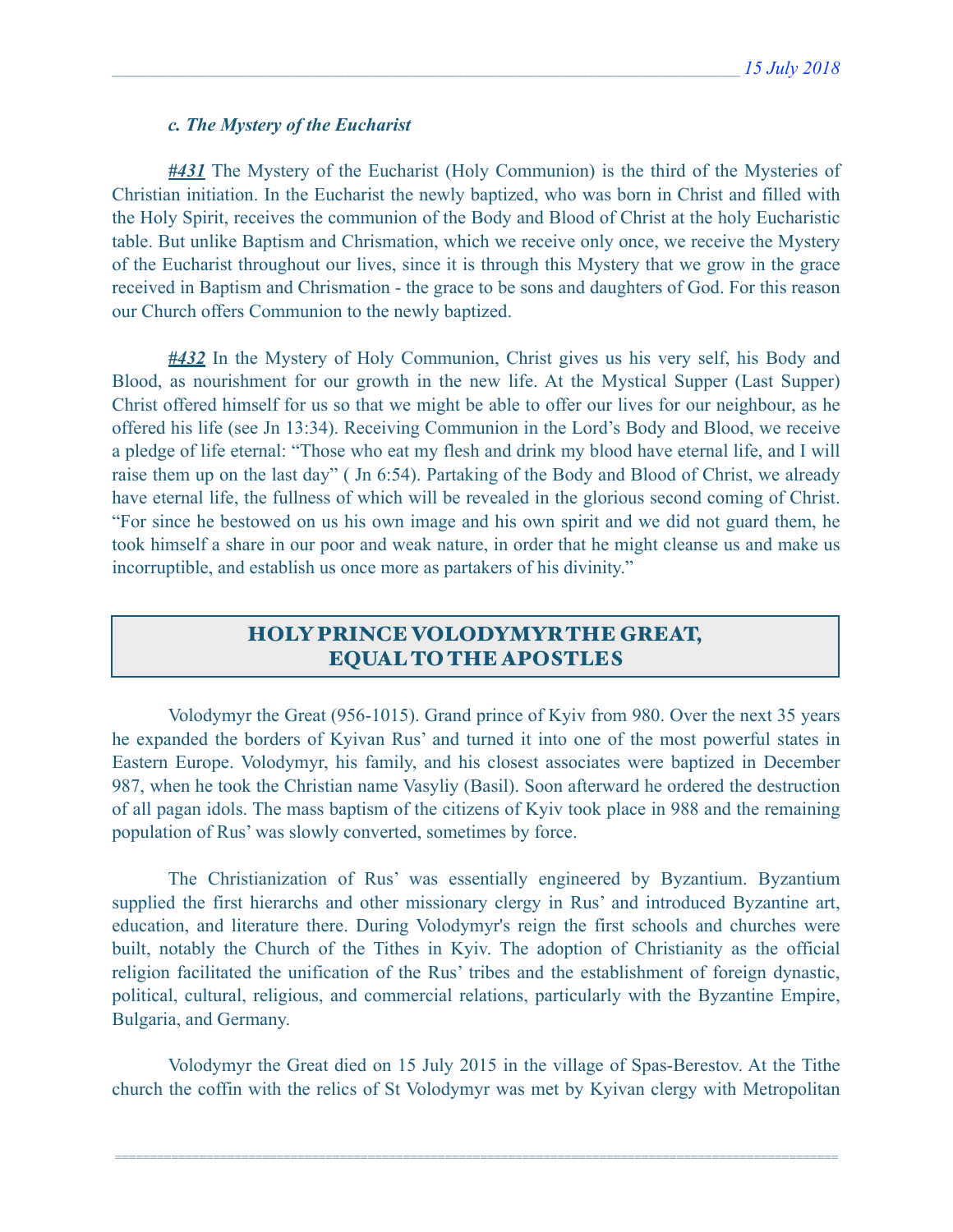*c. The Mystery of the Eucharist*

***#431*** The Mystery of the Eucharist (Holy Communion) is the third of the Mysteries of Christian initiation. In the Eucharist the newly baptized, who was born in Christ and filled with the Holy Spirit, receives the communion of the Body and Blood of Christ at the holy Eucharistic table. But unlike Baptism and Chrismation, which we receive only once, we receive the Mystery of the Eucharist throughout our lives, since it is through this Mystery that we grow in the grace received in Baptism and Chrismation - the grace to be sons and daughters of God. For this reason our Church offers Communion to the newly baptized.

***#432*** In the Mystery of Holy Communion, Christ gives us his very self, his Body and Blood, as nourishment for our growth in the new life. At the Mystical Supper (Last Supper) Christ offered himself for us so that we might be able to offer our lives for our neighbour, as he offered his life (see Jn 13:34). Receiving Communion in the Lord's Body and Blood, we receive a pledge of life eternal: "Those who eat my flesh and drink my blood have eternal life, and I will raise them up on the last day" ( Jn 6:54). Partaking of the Body and Blood of Christ, we already have eternal life, the fullness of which will be revealed in the glorious second coming of Christ. "For since he bestowed on us his own image and his own spirit and we did not guard them, he took himself a share in our poor and weak nature, in order that he might cleanse us and make us incorruptible, and establish us once more as partakers of his divinity."

## HOLY PRINCE VOLODYMYR THE GREAT, EQUAL TO THE APOSTLES

Volodymyr the Great (956-1015). Grand prince of Kyiv from 980. Over the next 35 years he expanded the borders of Kyivan Rus' and turned it into one of the most powerful states in Eastern Europe. Volodymyr, his family, and his closest associates were baptized in December 987, when he took the Christian name Vasyliy (Basil). Soon afterward he ordered the destruction of all pagan idols. The mass baptism of the citizens of Kyiv took place in 988 and the remaining population of Rus' was slowly converted, sometimes by force.

The Christianization of Rus' was essentially engineered by Byzantium. Byzantium supplied the first hierarchs and other missionary clergy in Rus' and introduced Byzantine art, education, and literature there. During Volodymyr's reign the first schools and churches were built, notably the Church of the Tithes in Kyiv. The adoption of Christianity as the official religion facilitated the unification of the Rus' tribes and the establishment of foreign dynastic, political, cultural, religious, and commercial relations, particularly with the Byzantine Empire, Bulgaria, and Germany.

Volodymyr the Great died on 15 July 2015 in the village of Spas-Berestov. At the Tithe church the coffin with the relics of St Volodymyr was met by Kyivan clergy with Metropolitan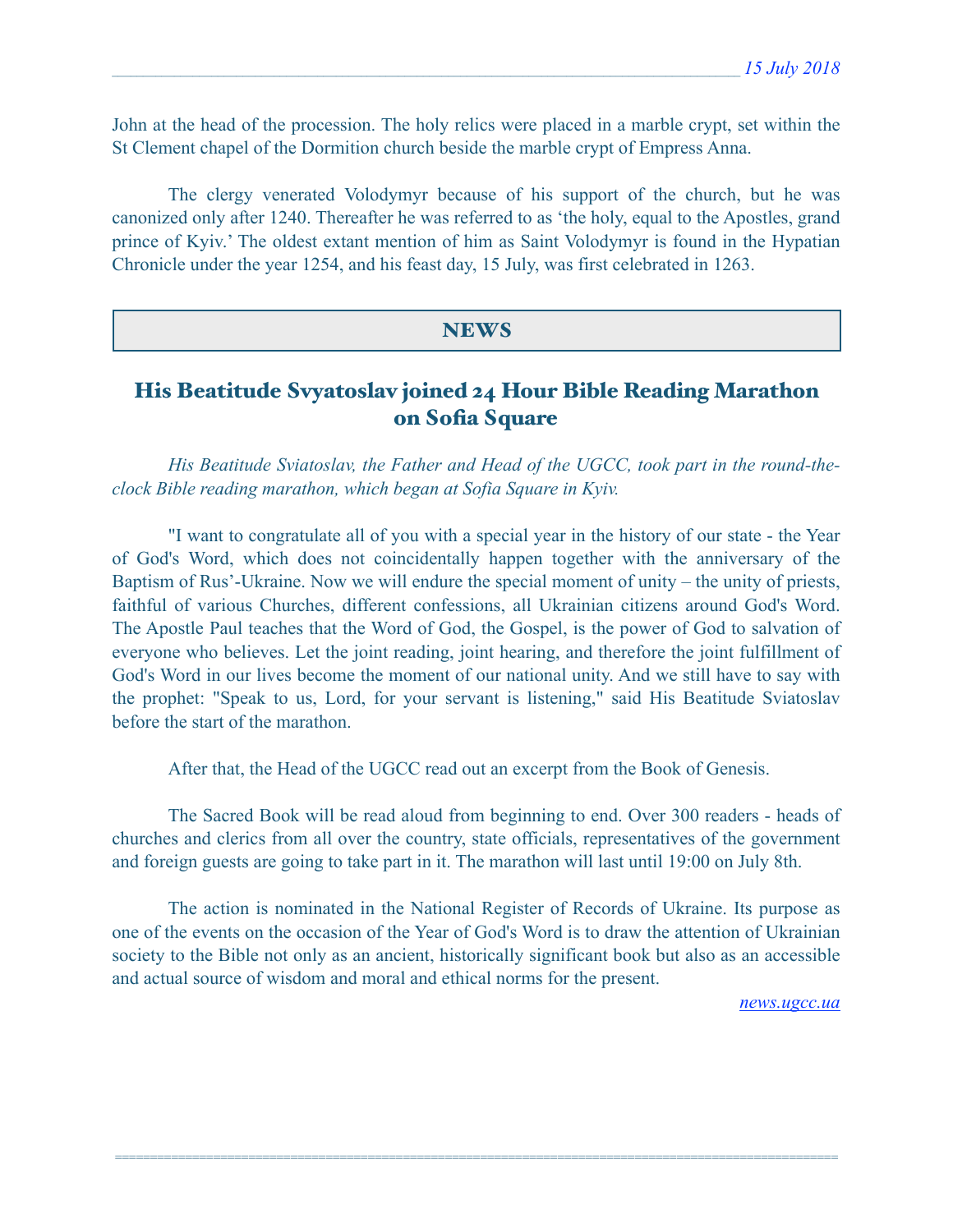John at the head of the procession. The holy relics were placed in a marble crypt, set within the St Clement chapel of the Dormition church beside the marble crypt of Empress Anna.

The clergy venerated Volodymyr because of his support of the church, but he was canonized only after 1240. Thereafter he was referred to as 'the holy, equal to the Apostles, grand prince of Kyiv.' The oldest extant mention of him as Saint Volodymyr is found in the Hypatian Chronicle under the year 1254, and his feast day, 15 July, was first celebrated in 1263.

## NEWS

## His Beatitude Svyatoslav joined 24 Hour Bible Reading Marathon on Sofia Square

*His Beatitude Sviatoslav, the Father and Head of the UGCC, took part in the round-the-clock Bible reading marathon, which began at Sofia Square in Kyiv.*

"I want to congratulate all of you with a special year in the history of our state - the Year of God's Word, which does not coincidentally happen together with the anniversary of the Baptism of Rus'-Ukraine. Now we will endure the special moment of unity – the unity of priests, faithful of various Churches, different confessions, all Ukrainian citizens around God's Word. The Apostle Paul teaches that the Word of God, the Gospel, is the power of God to salvation of everyone who believes. Let the joint reading, joint hearing, and therefore the joint fulfillment of God's Word in our lives become the moment of our national unity. And we still have to say with the prophet: "Speak to us, Lord, for your servant is listening," said His Beatitude Sviatoslav before the start of the marathon.

After that, the Head of the UGCC read out an excerpt from the Book of Genesis.

The Sacred Book will be read aloud from beginning to end. Over 300 readers - heads of churches and clerics from all over the country, state officials, representatives of the government and foreign guests are going to take part in it. The marathon will last until 19:00 on July 8th.

The action is nominated in the National Register of Records of Ukraine. Its purpose as one of the events on the occasion of the Year of God's Word is to draw the attention of Ukrainian society to the Bible not only as an ancient, historically significant book but also as an accessible and actual source of wisdom and moral and ethical norms for the present.

*news.ugcc.ua*